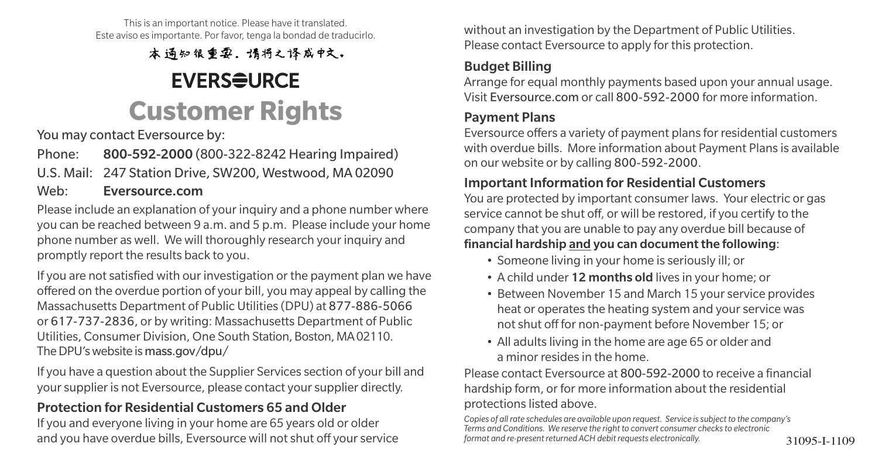This is an important notice. Please have it translated.
Este aviso es importante. Por favor, tenga la bondad de traducirlo.

本通知很重要。请将之译成中文。

**EVERSOURCE**

# Customer Rights

You may contact Eversource by:

Phone: **800-592-2000** (800-322-8242 Hearing Impaired)
U.S. Mail: 247 Station Drive, SW200, Westwood, MA 02090
Web: **Eversource.com**

Please include an explanation of your inquiry and a phone number where you can be reached between 9 a.m. and 5 p.m. Please include your home phone number as well. We will thoroughly research your inquiry and promptly report the results back to you.

If you are not satisfied with our investigation or the payment plan we have offered on the overdue portion of your bill, you may appeal by calling the Massachusetts Department of Public Utilities (DPU) at 877-886-5066 or 617-737-2836, or by writing: Massachusetts Department of Public Utilities, Consumer Division, One South Station, Boston, MA 02110. The DPU's website is mass.gov/dpu/

If you have a question about the Supplier Services section of your bill and your supplier is not Eversource, please contact your supplier directly.

## Protection for Residential Customers 65 and Older

If you and everyone living in your home are 65 years old or older and you have overdue bills, Eversource will not shut off your service without an investigation by the Department of Public Utilities. Please contact Eversource to apply for this protection.

## Budget Billing

Arrange for equal monthly payments based upon your annual usage. Visit Eversource.com or call 800-592-2000 for more information.

## Payment Plans

Eversource offers a variety of payment plans for residential customers with overdue bills. More information about Payment Plans is available on our website or by calling 800-592-2000.

## Important Information for Residential Customers

You are protected by important consumer laws. Your electric or gas service cannot be shut off, or will be restored, if you certify to the company that you are unable to pay any overdue bill because of **financial hardship and you can document the following**:

- Someone living in your home is seriously ill; or
- A child under **12 months old** lives in your home; or
- Between November 15 and March 15 your service provides heat or operates the heating system and your service was not shut off for non-payment before November 15; or
- All adults living in the home are age 65 or older and a minor resides in the home.

Please contact Eversource at 800-592-2000 to receive a financial hardship form, or for more information about the residential protections listed above.

*Copies of all rate schedules are available upon request. Service is subject to the company's Terms and Conditions. We reserve the right to convert consumer checks to electronic format and re-present returned ACH debit requests electronically.*

31095-I-1109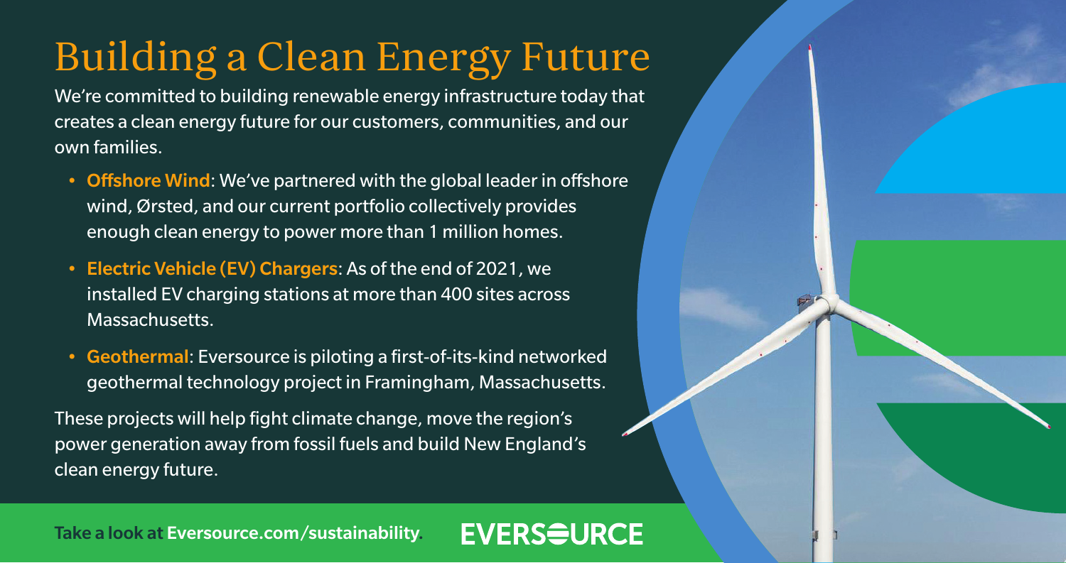# Building a Clean Energy Future

We're committed to building renewable energy infrastructure today that creates a clean energy future for our customers, communities, and our own families.

- **Offshore Wind**: We've partnered with the global leader in offshore wind, Ørsted, and our current portfolio collectively provides enough clean energy to power more than 1 million homes.
- **Electric Vehicle (EV) Chargers**: As of the end of 2021, we installed EV charging stations at more than 400 sites across Massachusetts.
- **Geothermal**: Eversource is piloting a first-of-its-kind networked geothermal technology project in Framingham, Massachusetts.

These projects will help fight climate change, move the region's power generation away from fossil fuels and build New England's clean energy future.

**Take a look at Eversource.com/sustainability.**

**EVERSOURCE**